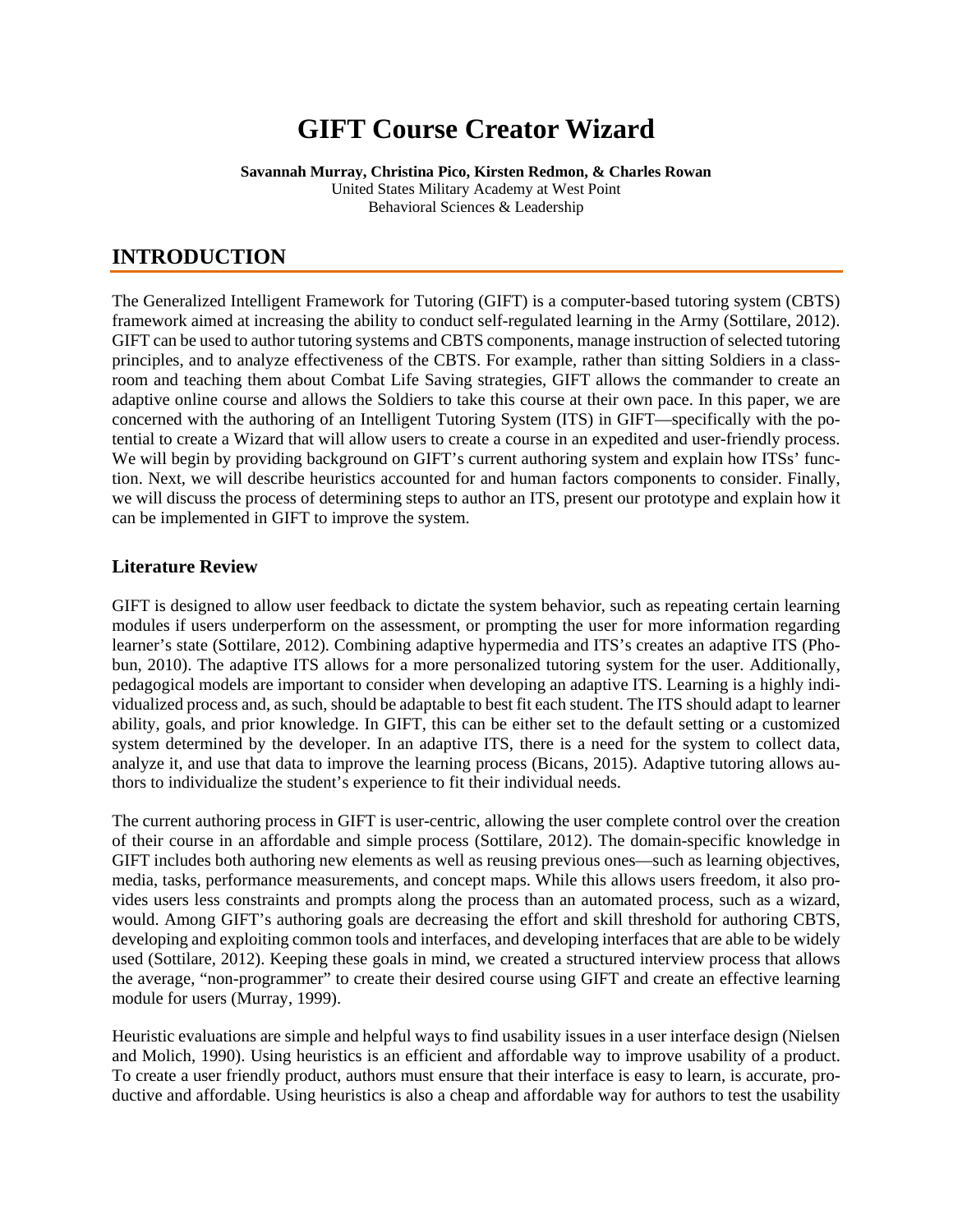# GIFT Course Creator Wizard

**Savannah Murray, Christina Pico, Kirsten Redmon, & Charles Rowan**
United States Military Academy at West Point
Behavioral Sciences & Leadership

## INTRODUCTION

The Generalized Intelligent Framework for Tutoring (GIFT) is a computer-based tutoring system (CBTS) framework aimed at increasing the ability to conduct self-regulated learning in the Army (Sottilare, 2012). GIFT can be used to author tutoring systems and CBTS components, manage instruction of selected tutoring principles, and to analyze effectiveness of the CBTS. For example, rather than sitting Soldiers in a classroom and teaching them about Combat Life Saving strategies, GIFT allows the commander to create an adaptive online course and allows the Soldiers to take this course at their own pace. In this paper, we are concerned with the authoring of an Intelligent Tutoring System (ITS) in GIFT—specifically with the potential to create a Wizard that will allow users to create a course in an expedited and user-friendly process. We will begin by providing background on GIFT's current authoring system and explain how ITSs' function. Next, we will describe heuristics accounted for and human factors components to consider. Finally, we will discuss the process of determining steps to author an ITS, present our prototype and explain how it can be implemented in GIFT to improve the system.

### Literature Review

GIFT is designed to allow user feedback to dictate the system behavior, such as repeating certain learning modules if users underperform on the assessment, or prompting the user for more information regarding learner's state (Sottilare, 2012). Combining adaptive hypermedia and ITS's creates an adaptive ITS (Phobun, 2010). The adaptive ITS allows for a more personalized tutoring system for the user. Additionally, pedagogical models are important to consider when developing an adaptive ITS. Learning is a highly individualized process and, as such, should be adaptable to best fit each student. The ITS should adapt to learner ability, goals, and prior knowledge. In GIFT, this can be either set to the default setting or a customized system determined by the developer. In an adaptive ITS, there is a need for the system to collect data, analyze it, and use that data to improve the learning process (Bicans, 2015). Adaptive tutoring allows authors to individualize the student's experience to fit their individual needs.

The current authoring process in GIFT is user-centric, allowing the user complete control over the creation of their course in an affordable and simple process (Sottilare, 2012). The domain-specific knowledge in GIFT includes both authoring new elements as well as reusing previous ones—such as learning objectives, media, tasks, performance measurements, and concept maps. While this allows users freedom, it also provides users less constraints and prompts along the process than an automated process, such as a wizard, would. Among GIFT's authoring goals are decreasing the effort and skill threshold for authoring CBTS, developing and exploiting common tools and interfaces, and developing interfaces that are able to be widely used (Sottilare, 2012). Keeping these goals in mind, we created a structured interview process that allows the average, "non-programmer" to create their desired course using GIFT and create an effective learning module for users (Murray, 1999).

Heuristic evaluations are simple and helpful ways to find usability issues in a user interface design (Nielsen and Molich, 1990). Using heuristics is an efficient and affordable way to improve usability of a product. To create a user friendly product, authors must ensure that their interface is easy to learn, is accurate, productive and affordable. Using heuristics is also a cheap and affordable way for authors to test the usability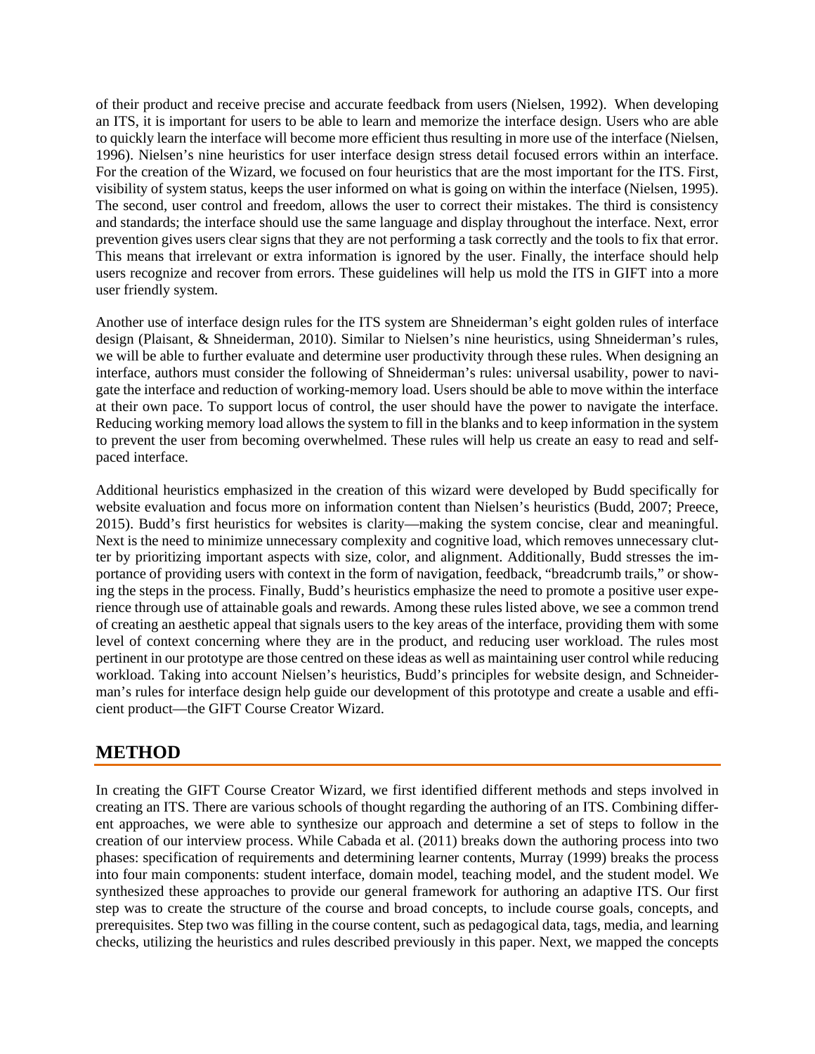of their product and receive precise and accurate feedback from users (Nielsen, 1992). When developing an ITS, it is important for users to be able to learn and memorize the interface design. Users who are able to quickly learn the interface will become more efficient thus resulting in more use of the interface (Nielsen, 1996). Nielsen's nine heuristics for user interface design stress detail focused errors within an interface. For the creation of the Wizard, we focused on four heuristics that are the most important for the ITS. First, visibility of system status, keeps the user informed on what is going on within the interface (Nielsen, 1995). The second, user control and freedom, allows the user to correct their mistakes. The third is consistency and standards; the interface should use the same language and display throughout the interface. Next, error prevention gives users clear signs that they are not performing a task correctly and the tools to fix that error. This means that irrelevant or extra information is ignored by the user. Finally, the interface should help users recognize and recover from errors. These guidelines will help us mold the ITS in GIFT into a more user friendly system.

Another use of interface design rules for the ITS system are Shneiderman's eight golden rules of interface design (Plaisant, & Shneiderman, 2010). Similar to Nielsen's nine heuristics, using Shneiderman's rules, we will be able to further evaluate and determine user productivity through these rules. When designing an interface, authors must consider the following of Shneiderman's rules: universal usability, power to navigate the interface and reduction of working-memory load. Users should be able to move within the interface at their own pace. To support locus of control, the user should have the power to navigate the interface. Reducing working memory load allows the system to fill in the blanks and to keep information in the system to prevent the user from becoming overwhelmed. These rules will help us create an easy to read and self-paced interface.

Additional heuristics emphasized in the creation of this wizard were developed by Budd specifically for website evaluation and focus more on information content than Nielsen's heuristics (Budd, 2007; Preece, 2015). Budd's first heuristics for websites is clarity—making the system concise, clear and meaningful. Next is the need to minimize unnecessary complexity and cognitive load, which removes unnecessary clutter by prioritizing important aspects with size, color, and alignment. Additionally, Budd stresses the importance of providing users with context in the form of navigation, feedback, "breadcrumb trails," or showing the steps in the process. Finally, Budd's heuristics emphasize the need to promote a positive user experience through use of attainable goals and rewards. Among these rules listed above, we see a common trend of creating an aesthetic appeal that signals users to the key areas of the interface, providing them with some level of context concerning where they are in the product, and reducing user workload. The rules most pertinent in our prototype are those centred on these ideas as well as maintaining user control while reducing workload. Taking into account Nielsen's heuristics, Budd's principles for website design, and Schneiderman's rules for interface design help guide our development of this prototype and create a usable and efficient product—the GIFT Course Creator Wizard.

## METHOD

In creating the GIFT Course Creator Wizard, we first identified different methods and steps involved in creating an ITS. There are various schools of thought regarding the authoring of an ITS. Combining different approaches, we were able to synthesize our approach and determine a set of steps to follow in the creation of our interview process. While Cabada et al. (2011) breaks down the authoring process into two phases: specification of requirements and determining learner contents, Murray (1999) breaks the process into four main components: student interface, domain model, teaching model, and the student model. We synthesized these approaches to provide our general framework for authoring an adaptive ITS. Our first step was to create the structure of the course and broad concepts, to include course goals, concepts, and prerequisites. Step two was filling in the course content, such as pedagogical data, tags, media, and learning checks, utilizing the heuristics and rules described previously in this paper. Next, we mapped the concepts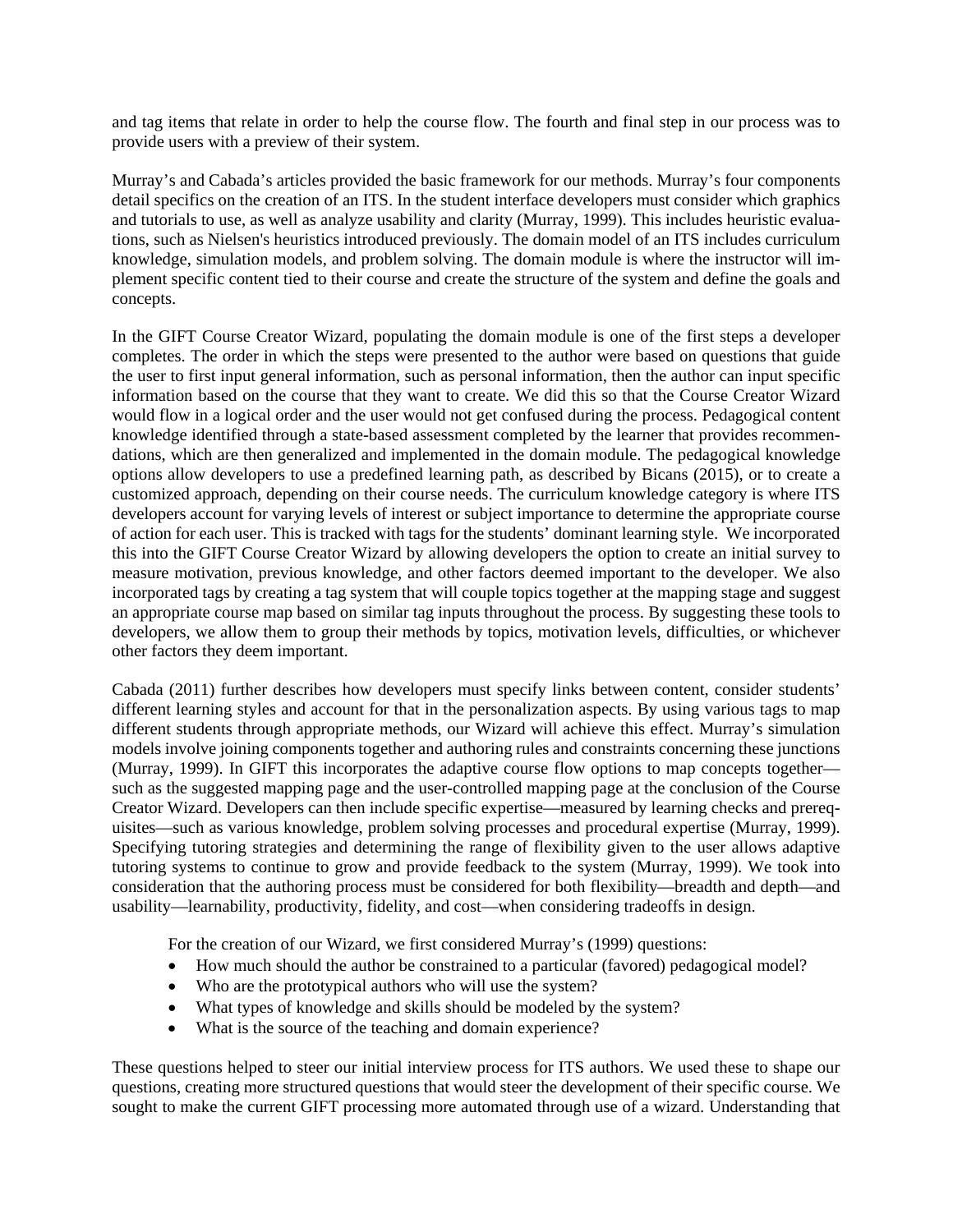and tag items that relate in order to help the course flow. The fourth and final step in our process was to provide users with a preview of their system.

Murray's and Cabada's articles provided the basic framework for our methods. Murray's four components detail specifics on the creation of an ITS. In the student interface developers must consider which graphics and tutorials to use, as well as analyze usability and clarity (Murray, 1999). This includes heuristic evaluations, such as Nielsen's heuristics introduced previously. The domain model of an ITS includes curriculum knowledge, simulation models, and problem solving. The domain module is where the instructor will implement specific content tied to their course and create the structure of the system and define the goals and concepts.

In the GIFT Course Creator Wizard, populating the domain module is one of the first steps a developer completes. The order in which the steps were presented to the author were based on questions that guide the user to first input general information, such as personal information, then the author can input specific information based on the course that they want to create. We did this so that the Course Creator Wizard would flow in a logical order and the user would not get confused during the process. Pedagogical content knowledge identified through a state-based assessment completed by the learner that provides recommendations, which are then generalized and implemented in the domain module. The pedagogical knowledge options allow developers to use a predefined learning path, as described by Bicans (2015), or to create a customized approach, depending on their course needs. The curriculum knowledge category is where ITS developers account for varying levels of interest or subject importance to determine the appropriate course of action for each user. This is tracked with tags for the students' dominant learning style. We incorporated this into the GIFT Course Creator Wizard by allowing developers the option to create an initial survey to measure motivation, previous knowledge, and other factors deemed important to the developer. We also incorporated tags by creating a tag system that will couple topics together at the mapping stage and suggest an appropriate course map based on similar tag inputs throughout the process. By suggesting these tools to developers, we allow them to group their methods by topics, motivation levels, difficulties, or whichever other factors they deem important.

Cabada (2011) further describes how developers must specify links between content, consider students' different learning styles and account for that in the personalization aspects. By using various tags to map different students through appropriate methods, our Wizard will achieve this effect. Murray's simulation models involve joining components together and authoring rules and constraints concerning these junctions (Murray, 1999). In GIFT this incorporates the adaptive course flow options to map concepts together—such as the suggested mapping page and the user-controlled mapping page at the conclusion of the Course Creator Wizard. Developers can then include specific expertise—measured by learning checks and prerequisites—such as various knowledge, problem solving processes and procedural expertise (Murray, 1999). Specifying tutoring strategies and determining the range of flexibility given to the user allows adaptive tutoring systems to continue to grow and provide feedback to the system (Murray, 1999). We took into consideration that the authoring process must be considered for both flexibility—breadth and depth—and usability—learnability, productivity, fidelity, and cost—when considering tradeoffs in design.

For the creation of our Wizard, we first considered Murray's (1999) questions:

- How much should the author be constrained to a particular (favored) pedagogical model?
- Who are the prototypical authors who will use the system?
- What types of knowledge and skills should be modeled by the system?
- What is the source of the teaching and domain experience?

These questions helped to steer our initial interview process for ITS authors. We used these to shape our questions, creating more structured questions that would steer the development of their specific course. We sought to make the current GIFT processing more automated through use of a wizard. Understanding that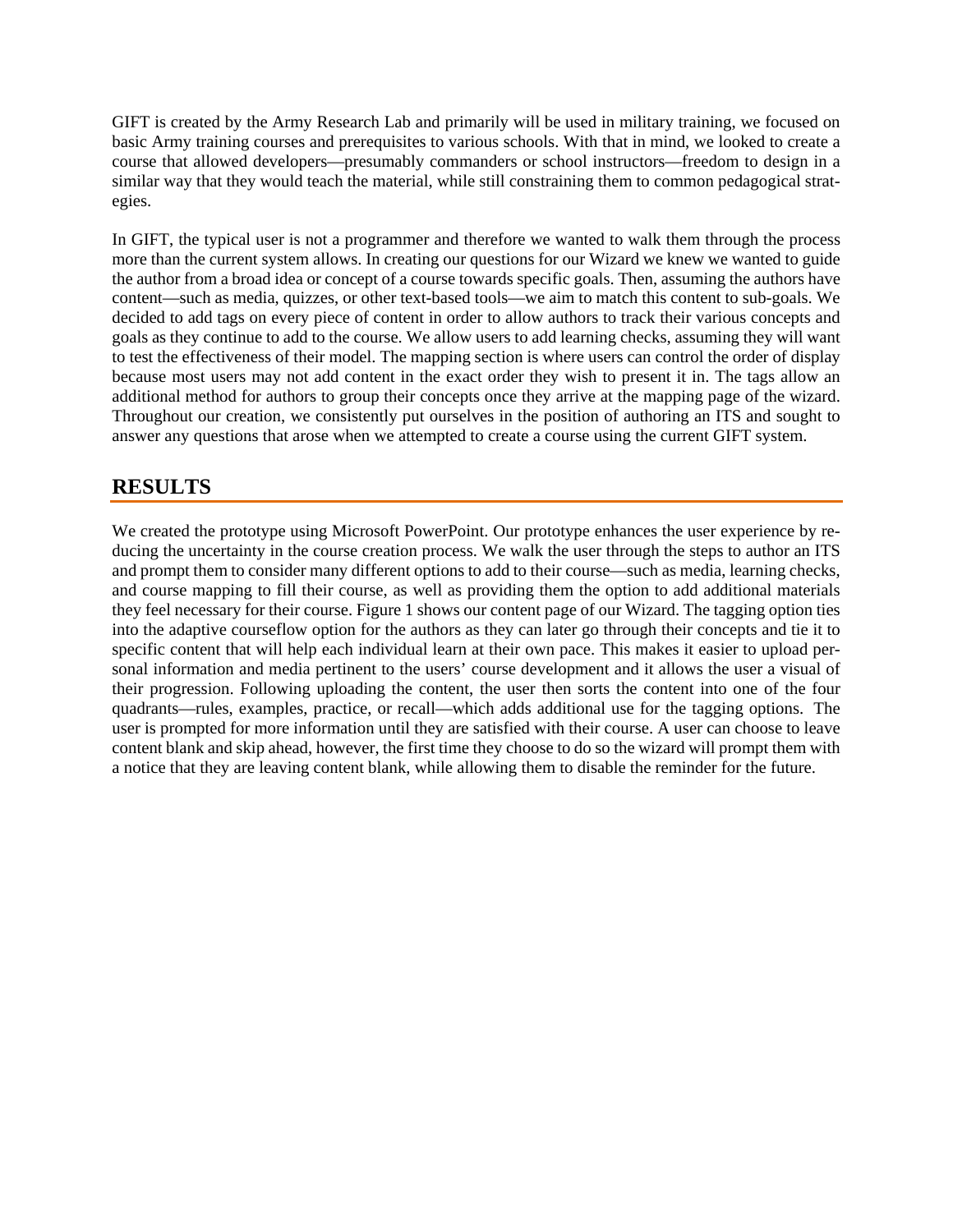GIFT is created by the Army Research Lab and primarily will be used in military training, we focused on basic Army training courses and prerequisites to various schools. With that in mind, we looked to create a course that allowed developers—presumably commanders or school instructors—freedom to design in a similar way that they would teach the material, while still constraining them to common pedagogical strategies.

In GIFT, the typical user is not a programmer and therefore we wanted to walk them through the process more than the current system allows. In creating our questions for our Wizard we knew we wanted to guide the author from a broad idea or concept of a course towards specific goals. Then, assuming the authors have content—such as media, quizzes, or other text-based tools—we aim to match this content to sub-goals. We decided to add tags on every piece of content in order to allow authors to track their various concepts and goals as they continue to add to the course. We allow users to add learning checks, assuming they will want to test the effectiveness of their model. The mapping section is where users can control the order of display because most users may not add content in the exact order they wish to present it in. The tags allow an additional method for authors to group their concepts once they arrive at the mapping page of the wizard. Throughout our creation, we consistently put ourselves in the position of authoring an ITS and sought to answer any questions that arose when we attempted to create a course using the current GIFT system.

## RESULTS

We created the prototype using Microsoft PowerPoint. Our prototype enhances the user experience by reducing the uncertainty in the course creation process. We walk the user through the steps to author an ITS and prompt them to consider many different options to add to their course—such as media, learning checks, and course mapping to fill their course, as well as providing them the option to add additional materials they feel necessary for their course. Figure 1 shows our content page of our Wizard. The tagging option ties into the adaptive courseflow option for the authors as they can later go through their concepts and tie it to specific content that will help each individual learn at their own pace. This makes it easier to upload personal information and media pertinent to the users' course development and it allows the user a visual of their progression. Following uploading the content, the user then sorts the content into one of the four quadrants—rules, examples, practice, or recall—which adds additional use for the tagging options. The user is prompted for more information until they are satisfied with their course. A user can choose to leave content blank and skip ahead, however, the first time they choose to do so the wizard will prompt them with a notice that they are leaving content blank, while allowing them to disable the reminder for the future.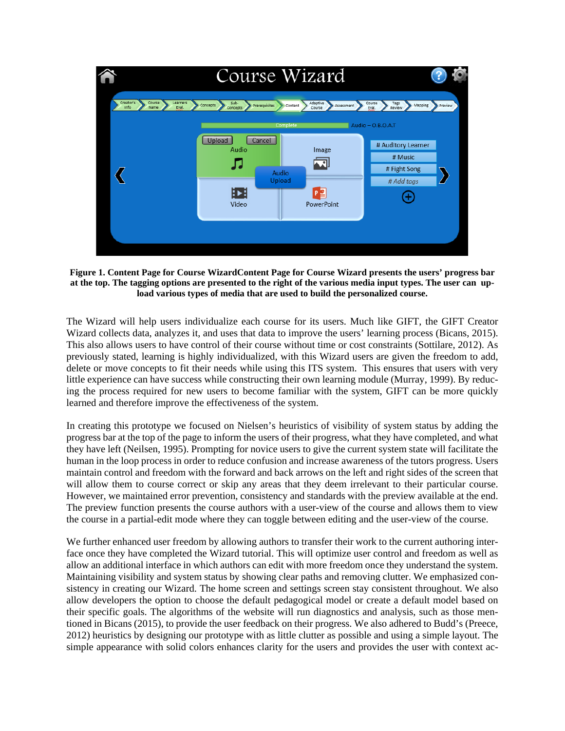**Figure 1. Content Page for Course WizardContent Page for Course Wizard presents the users' progress bar at the top. The tagging options are presented to the right of the various media input types. The user can upload various types of media that are used to build the personalized course.**

The Wizard will help users individualize each course for its users. Much like GIFT, the GIFT Creator Wizard collects data, analyzes it, and uses that data to improve the users' learning process (Bicans, 2015). This also allows users to have control of their course without time or cost constraints (Sottilare, 2012). As previously stated, learning is highly individualized, with this Wizard users are given the freedom to add, delete or move concepts to fit their needs while using this ITS system. This ensures that users with very little experience can have success while constructing their own learning module (Murray, 1999). By reducing the process required for new users to become familiar with the system, GIFT can be more quickly learned and therefore improve the effectiveness of the system.

In creating this prototype we focused on Nielsen's heuristics of visibility of system status by adding the progress bar at the top of the page to inform the users of their progress, what they have completed, and what they have left (Neilsen, 1995). Prompting for novice users to give the current system state will facilitate the human in the loop process in order to reduce confusion and increase awareness of the tutors progress. Users maintain control and freedom with the forward and back arrows on the left and right sides of the screen that will allow them to course correct or skip any areas that they deem irrelevant to their particular course. However, we maintained error prevention, consistency and standards with the preview available at the end. The preview function presents the course authors with a user-view of the course and allows them to view the course in a partial-edit mode where they can toggle between editing and the user-view of the course.

We further enhanced user freedom by allowing authors to transfer their work to the current authoring interface once they have completed the Wizard tutorial. This will optimize user control and freedom as well as allow an additional interface in which authors can edit with more freedom once they understand the system. Maintaining visibility and system status by showing clear paths and removing clutter. We emphasized consistency in creating our Wizard. The home screen and settings screen stay consistent throughout. We also allow developers the option to choose the default pedagogical model or create a default model based on their specific goals. The algorithms of the website will run diagnostics and analysis, such as those mentioned in Bicans (2015), to provide the user feedback on their progress. We also adhered to Budd's (Preece, 2012) heuristics by designing our prototype with as little clutter as possible and using a simple layout. The simple appearance with solid colors enhances clarity for the users and provides the user with context ac-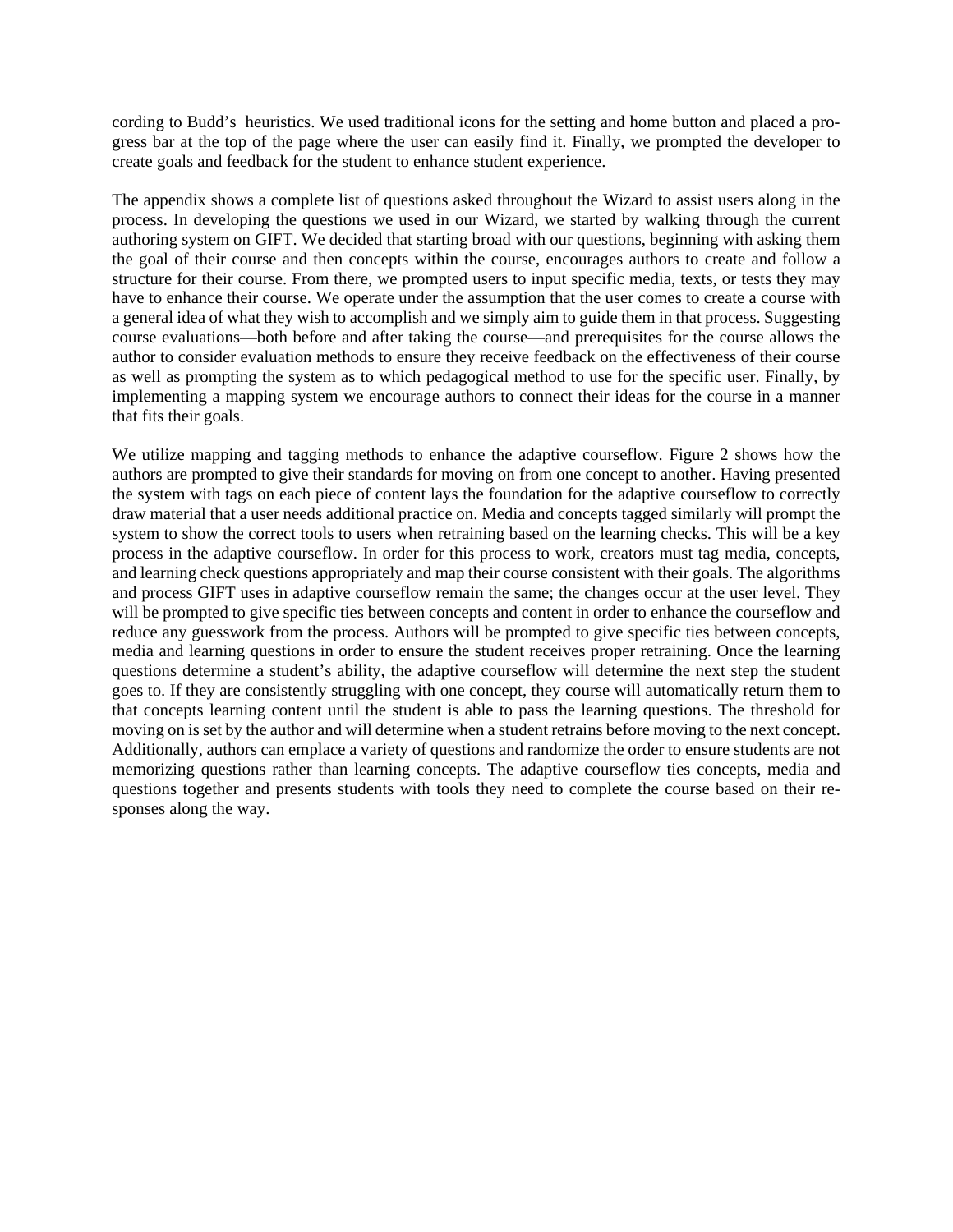cording to Budd's heuristics. We used traditional icons for the setting and home button and placed a progress bar at the top of the page where the user can easily find it. Finally, we prompted the developer to create goals and feedback for the student to enhance student experience.

The appendix shows a complete list of questions asked throughout the Wizard to assist users along in the process. In developing the questions we used in our Wizard, we started by walking through the current authoring system on GIFT. We decided that starting broad with our questions, beginning with asking them the goal of their course and then concepts within the course, encourages authors to create and follow a structure for their course. From there, we prompted users to input specific media, texts, or tests they may have to enhance their course. We operate under the assumption that the user comes to create a course with a general idea of what they wish to accomplish and we simply aim to guide them in that process. Suggesting course evaluations—both before and after taking the course—and prerequisites for the course allows the author to consider evaluation methods to ensure they receive feedback on the effectiveness of their course as well as prompting the system as to which pedagogical method to use for the specific user. Finally, by implementing a mapping system we encourage authors to connect their ideas for the course in a manner that fits their goals.

We utilize mapping and tagging methods to enhance the adaptive courseflow. Figure 2 shows how the authors are prompted to give their standards for moving on from one concept to another. Having presented the system with tags on each piece of content lays the foundation for the adaptive courseflow to correctly draw material that a user needs additional practice on. Media and concepts tagged similarly will prompt the system to show the correct tools to users when retraining based on the learning checks. This will be a key process in the adaptive courseflow. In order for this process to work, creators must tag media, concepts, and learning check questions appropriately and map their course consistent with their goals. The algorithms and process GIFT uses in adaptive courseflow remain the same; the changes occur at the user level. They will be prompted to give specific ties between concepts and content in order to enhance the courseflow and reduce any guesswork from the process. Authors will be prompted to give specific ties between concepts, media and learning questions in order to ensure the student receives proper retraining. Once the learning questions determine a student's ability, the adaptive courseflow will determine the next step the student goes to. If they are consistently struggling with one concept, they course will automatically return them to that concepts learning content until the student is able to pass the learning questions. The threshold for moving on is set by the author and will determine when a student retrains before moving to the next concept. Additionally, authors can emplace a variety of questions and randomize the order to ensure students are not memorizing questions rather than learning concepts. The adaptive courseflow ties concepts, media and questions together and presents students with tools they need to complete the course based on their responses along the way.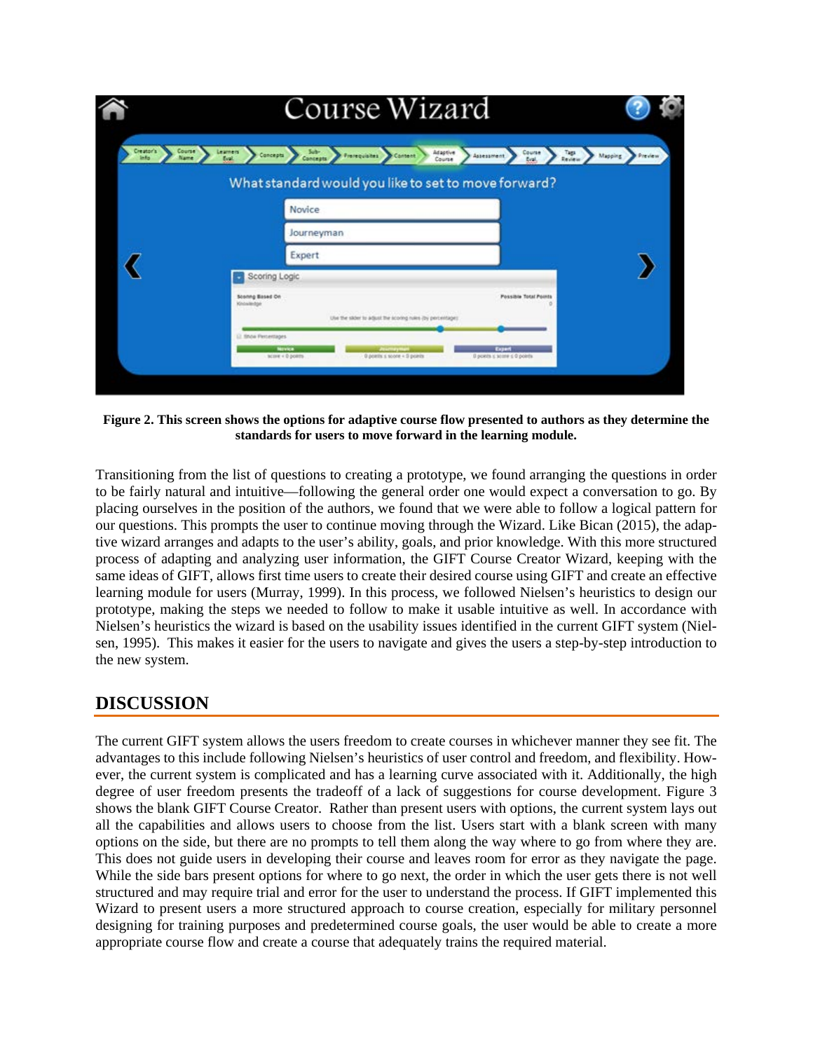**Figure 2. This screen shows the options for adaptive course flow presented to authors as they determine the standards for users to move forward in the learning module.**

Transitioning from the list of questions to creating a prototype, we found arranging the questions in order to be fairly natural and intuitive—following the general order one would expect a conversation to go. By placing ourselves in the position of the authors, we found that we were able to follow a logical pattern for our questions. This prompts the user to continue moving through the Wizard. Like Bican (2015), the adaptive wizard arranges and adapts to the user's ability, goals, and prior knowledge. With this more structured process of adapting and analyzing user information, the GIFT Course Creator Wizard, keeping with the same ideas of GIFT, allows first time users to create their desired course using GIFT and create an effective learning module for users (Murray, 1999). In this process, we followed Nielsen's heuristics to design our prototype, making the steps we needed to follow to make it usable intuitive as well. In accordance with Nielsen's heuristics the wizard is based on the usability issues identified in the current GIFT system (Nielsen, 1995). This makes it easier for the users to navigate and gives the users a step-by-step introduction to the new system.

## DISCUSSION

The current GIFT system allows the users freedom to create courses in whichever manner they see fit. The advantages to this include following Nielsen's heuristics of user control and freedom, and flexibility. However, the current system is complicated and has a learning curve associated with it. Additionally, the high degree of user freedom presents the tradeoff of a lack of suggestions for course development. Figure 3 shows the blank GIFT Course Creator. Rather than present users with options, the current system lays out all the capabilities and allows users to choose from the list. Users start with a blank screen with many options on the side, but there are no prompts to tell them along the way where to go from where they are. This does not guide users in developing their course and leaves room for error as they navigate the page. While the side bars present options for where to go next, the order in which the user gets there is not well structured and may require trial and error for the user to understand the process. If GIFT implemented this Wizard to present users a more structured approach to course creation, especially for military personnel designing for training purposes and predetermined course goals, the user would be able to create a more appropriate course flow and create a course that adequately trains the required material.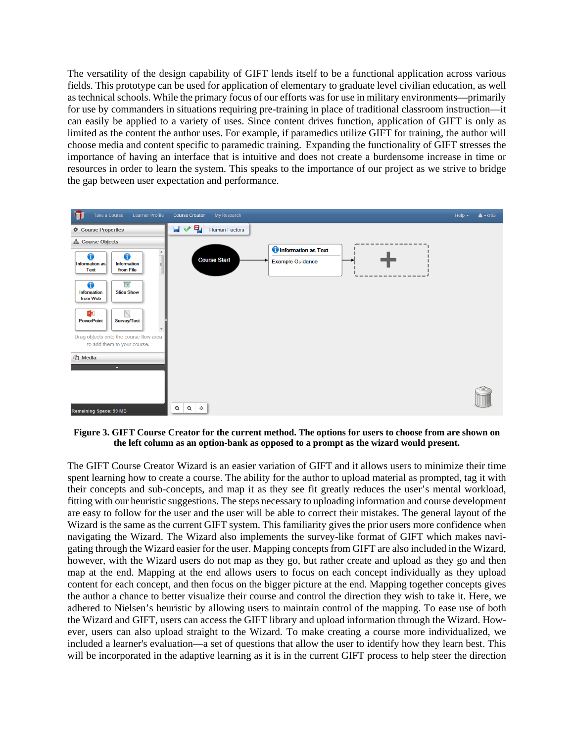The versatility of the design capability of GIFT lends itself to be a functional application across various fields. This prototype can be used for application of elementary to graduate level civilian education, as well as technical schools. While the primary focus of our efforts was for use in military environments—primarily for use by commanders in situations requiring pre-training in place of traditional classroom instruction—it can easily be applied to a variety of uses. Since content drives function, application of GIFT is only as limited as the content the author uses. For example, if paramedics utilize GIFT for training, the author will choose media and content specific to paramedic training. Expanding the functionality of GIFT stresses the importance of having an interface that is intuitive and does not create a burdensome increase in time or resources in order to learn the system. This speaks to the importance of our project as we strive to bridge the gap between user expectation and performance.

**Figure 3. GIFT Course Creator for the current method. The options for users to choose from are shown on the left column as an option-bank as opposed to a prompt as the wizard would present.**

The GIFT Course Creator Wizard is an easier variation of GIFT and it allows users to minimize their time spent learning how to create a course. The ability for the author to upload material as prompted, tag it with their concepts and sub-concepts, and map it as they see fit greatly reduces the user's mental workload, fitting with our heuristic suggestions. The steps necessary to uploading information and course development are easy to follow for the user and the user will be able to correct their mistakes. The general layout of the Wizard is the same as the current GIFT system. This familiarity gives the prior users more confidence when navigating the Wizard. The Wizard also implements the survey-like format of GIFT which makes navigating through the Wizard easier for the user. Mapping concepts from GIFT are also included in the Wizard, however, with the Wizard users do not map as they go, but rather create and upload as they go and then map at the end. Mapping at the end allows users to focus on each concept individually as they upload content for each concept, and then focus on the bigger picture at the end. Mapping together concepts gives the author a chance to better visualize their course and control the direction they wish to take it. Here, we adhered to Nielsen's heuristic by allowing users to maintain control of the mapping. To ease use of both the Wizard and GIFT, users can access the GIFT library and upload information through the Wizard. However, users can also upload straight to the Wizard. To make creating a course more individualized, we included a learner's evaluation—a set of questions that allow the user to identify how they learn best. This will be incorporated in the adaptive learning as it is in the current GIFT process to help steer the direction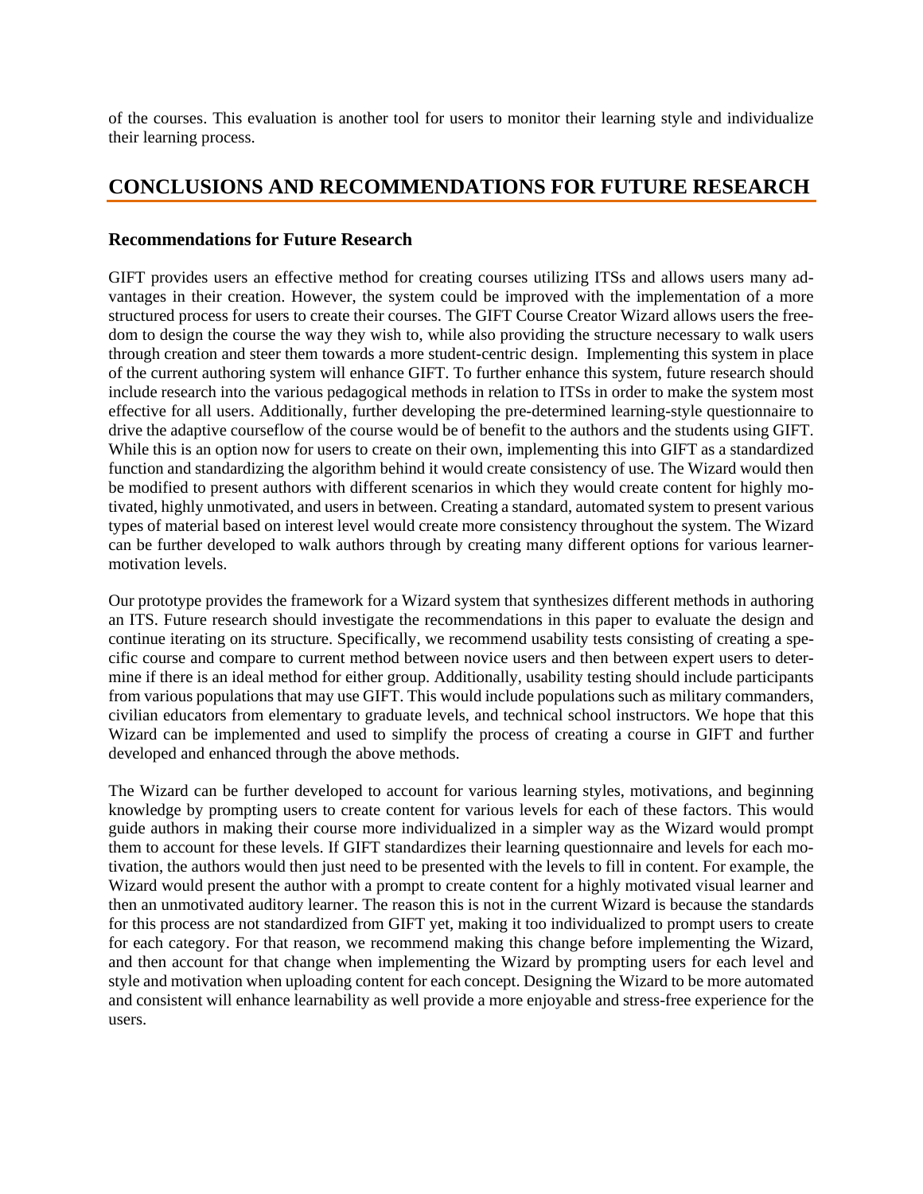of the courses. This evaluation is another tool for users to monitor their learning style and individualize their learning process.

# CONCLUSIONS AND RECOMMENDATIONS FOR FUTURE RESEARCH

### Recommendations for Future Research

GIFT provides users an effective method for creating courses utilizing ITSs and allows users many advantages in their creation. However, the system could be improved with the implementation of a more structured process for users to create their courses. The GIFT Course Creator Wizard allows users the freedom to design the course the way they wish to, while also providing the structure necessary to walk users through creation and steer them towards a more student-centric design. Implementing this system in place of the current authoring system will enhance GIFT. To further enhance this system, future research should include research into the various pedagogical methods in relation to ITSs in order to make the system most effective for all users. Additionally, further developing the pre-determined learning-style questionnaire to drive the adaptive courseflow of the course would be of benefit to the authors and the students using GIFT. While this is an option now for users to create on their own, implementing this into GIFT as a standardized function and standardizing the algorithm behind it would create consistency of use. The Wizard would then be modified to present authors with different scenarios in which they would create content for highly motivated, highly unmotivated, and users in between. Creating a standard, automated system to present various types of material based on interest level would create more consistency throughout the system. The Wizard can be further developed to walk authors through by creating many different options for various learner-motivation levels.

Our prototype provides the framework for a Wizard system that synthesizes different methods in authoring an ITS. Future research should investigate the recommendations in this paper to evaluate the design and continue iterating on its structure. Specifically, we recommend usability tests consisting of creating a specific course and compare to current method between novice users and then between expert users to determine if there is an ideal method for either group. Additionally, usability testing should include participants from various populations that may use GIFT. This would include populations such as military commanders, civilian educators from elementary to graduate levels, and technical school instructors. We hope that this Wizard can be implemented and used to simplify the process of creating a course in GIFT and further developed and enhanced through the above methods.

The Wizard can be further developed to account for various learning styles, motivations, and beginning knowledge by prompting users to create content for various levels for each of these factors. This would guide authors in making their course more individualized in a simpler way as the Wizard would prompt them to account for these levels. If GIFT standardizes their learning questionnaire and levels for each motivation, the authors would then just need to be presented with the levels to fill in content. For example, the Wizard would present the author with a prompt to create content for a highly motivated visual learner and then an unmotivated auditory learner. The reason this is not in the current Wizard is because the standards for this process are not standardized from GIFT yet, making it too individualized to prompt users to create for each category. For that reason, we recommend making this change before implementing the Wizard, and then account for that change when implementing the Wizard by prompting users for each level and style and motivation when uploading content for each concept. Designing the Wizard to be more automated and consistent will enhance learnability as well provide a more enjoyable and stress-free experience for the users.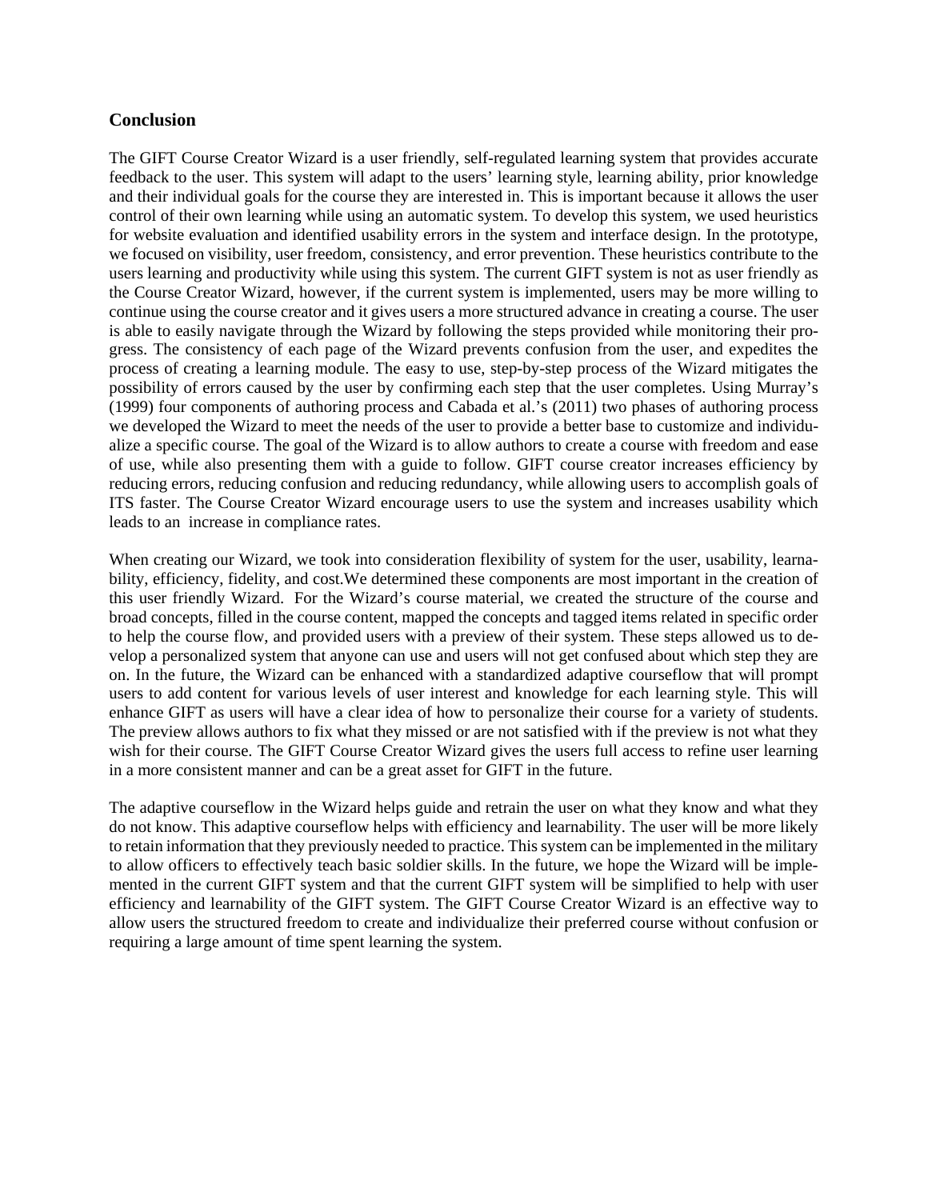## Conclusion

The GIFT Course Creator Wizard is a user friendly, self-regulated learning system that provides accurate feedback to the user. This system will adapt to the users' learning style, learning ability, prior knowledge and their individual goals for the course they are interested in. This is important because it allows the user control of their own learning while using an automatic system. To develop this system, we used heuristics for website evaluation and identified usability errors in the system and interface design. In the prototype, we focused on visibility, user freedom, consistency, and error prevention. These heuristics contribute to the users learning and productivity while using this system. The current GIFT system is not as user friendly as the Course Creator Wizard, however, if the current system is implemented, users may be more willing to continue using the course creator and it gives users a more structured advance in creating a course. The user is able to easily navigate through the Wizard by following the steps provided while monitoring their progress. The consistency of each page of the Wizard prevents confusion from the user, and expedites the process of creating a learning module. The easy to use, step-by-step process of the Wizard mitigates the possibility of errors caused by the user by confirming each step that the user completes. Using Murray's (1999) four components of authoring process and Cabada et al.'s (2011) two phases of authoring process we developed the Wizard to meet the needs of the user to provide a better base to customize and individualize a specific course. The goal of the Wizard is to allow authors to create a course with freedom and ease of use, while also presenting them with a guide to follow. GIFT course creator increases efficiency by reducing errors, reducing confusion and reducing redundancy, while allowing users to accomplish goals of ITS faster. The Course Creator Wizard encourage users to use the system and increases usability which leads to an increase in compliance rates.

When creating our Wizard, we took into consideration flexibility of system for the user, usability, learnability, efficiency, fidelity, and cost.We determined these components are most important in the creation of this user friendly Wizard. For the Wizard's course material, we created the structure of the course and broad concepts, filled in the course content, mapped the concepts and tagged items related in specific order to help the course flow, and provided users with a preview of their system. These steps allowed us to develop a personalized system that anyone can use and users will not get confused about which step they are on. In the future, the Wizard can be enhanced with a standardized adaptive courseflow that will prompt users to add content for various levels of user interest and knowledge for each learning style. This will enhance GIFT as users will have a clear idea of how to personalize their course for a variety of students. The preview allows authors to fix what they missed or are not satisfied with if the preview is not what they wish for their course. The GIFT Course Creator Wizard gives the users full access to refine user learning in a more consistent manner and can be a great asset for GIFT in the future.

The adaptive courseflow in the Wizard helps guide and retrain the user on what they know and what they do not know. This adaptive courseflow helps with efficiency and learnability. The user will be more likely to retain information that they previously needed to practice. This system can be implemented in the military to allow officers to effectively teach basic soldier skills. In the future, we hope the Wizard will be implemented in the current GIFT system and that the current GIFT system will be simplified to help with user efficiency and learnability of the GIFT system. The GIFT Course Creator Wizard is an effective way to allow users the structured freedom to create and individualize their preferred course without confusion or requiring a large amount of time spent learning the system.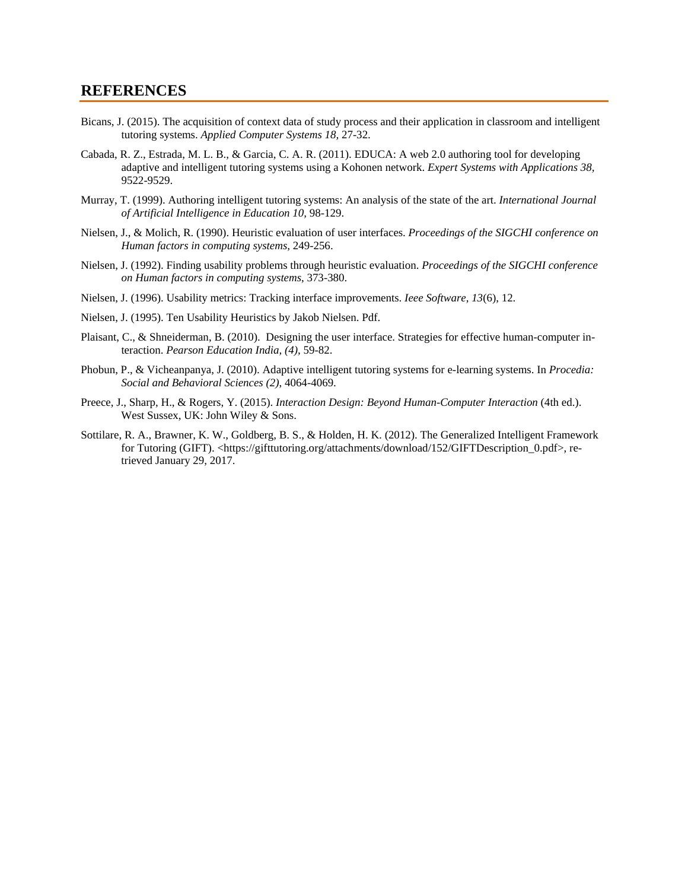## REFERENCES

Bicans, J. (2015). The acquisition of context data of study process and their application in classroom and intelligent tutoring systems. *Applied Computer Systems 18,* 27-32.

Cabada, R. Z., Estrada, M. L. B., & Garcia, C. A. R. (2011). EDUCA: A web 2.0 authoring tool for developing adaptive and intelligent tutoring systems using a Kohonen network. *Expert Systems with Applications 38,* 9522-9529.

Murray, T. (1999). Authoring intelligent tutoring systems: An analysis of the state of the art. *International Journal of Artificial Intelligence in Education 10,* 98-129.

Nielsen, J., & Molich, R. (1990). Heuristic evaluation of user interfaces. *Proceedings of the SIGCHI conference on Human factors in computing systems,* 249-256.

Nielsen, J. (1992). Finding usability problems through heuristic evaluation. *Proceedings of the SIGCHI conference on Human factors in computing systems*, 373-380.

Nielsen, J. (1996). Usability metrics: Tracking interface improvements. *Ieee Software*, *13*(6), 12.

Nielsen, J. (1995). Ten Usability Heuristics by Jakob Nielsen. Pdf.

Plaisant, C., & Shneiderman, B. (2010). Designing the user interface. Strategies for effective human-computer interaction. *Pearson Education India, (4),* 59-82.

Phobun, P., & Vicheanpanya, J. (2010). Adaptive intelligent tutoring systems for e-learning systems. In *Procedia: Social and Behavioral Sciences (2),* 4064-4069.

Preece, J., Sharp, H., & Rogers, Y. (2015). *Interaction Design: Beyond Human-Computer Interaction* (4th ed.). West Sussex, UK: John Wiley & Sons.

Sottilare, R. A., Brawner, K. W., Goldberg, B. S., & Holden, H. K. (2012). The Generalized Intelligent Framework for Tutoring (GIFT). <https://gifttutoring.org/attachments/download/152/GIFTDescription_0.pdf>, retrieved January 29, 2017.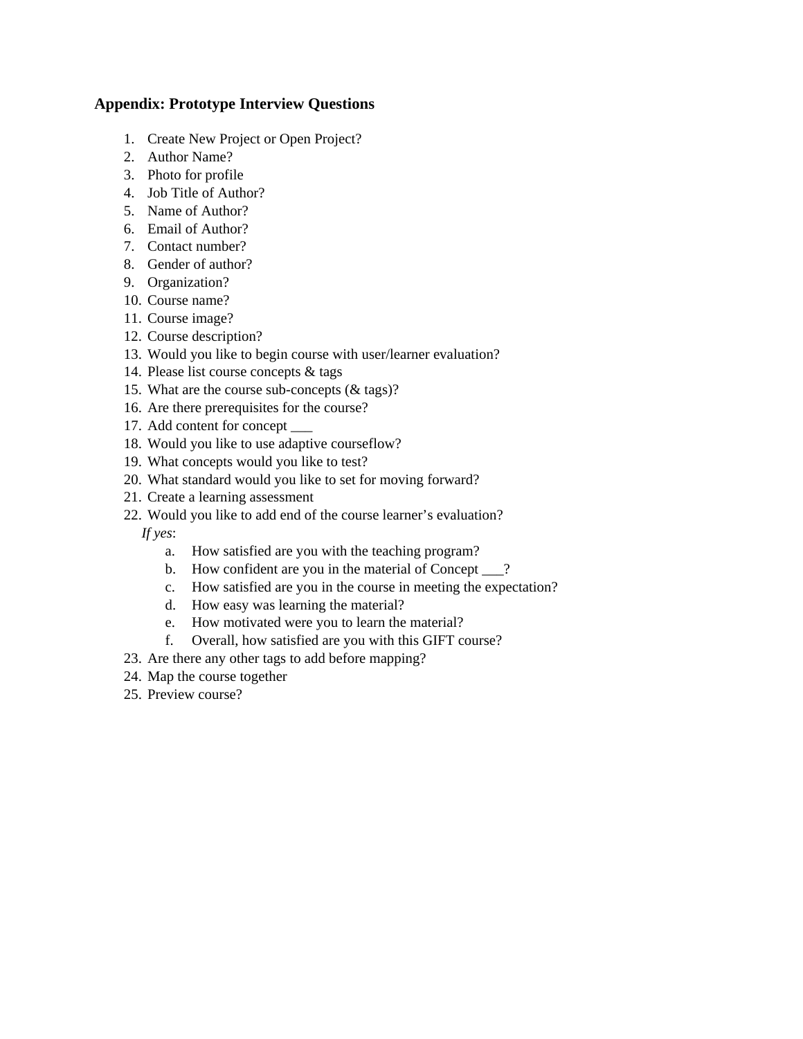## Appendix: Prototype Interview Questions

1. Create New Project or Open Project?
2. Author Name?
3. Photo for profile
4. Job Title of Author?
5. Name of Author?
6. Email of Author?
7. Contact number?
8. Gender of author?
9. Organization?
10. Course name?
11. Course image?
12. Course description?
13. Would you like to begin course with user/learner evaluation?
14. Please list course concepts & tags
15. What are the course sub-concepts (& tags)?
16. Are there prerequisites for the course?
17. Add content for concept ___
18. Would you like to use adaptive courseflow?
19. What concepts would you like to test?
20. What standard would you like to set for moving forward?
21. Create a learning assessment
22. Would you like to add end of the course learner's evaluation?
    *If yes*:
    a. How satisfied are you with the teaching program?
    b. How confident are you in the material of Concept ___?
    c. How satisfied are you in the course in meeting the expectation?
    d. How easy was learning the material?
    e. How motivated were you to learn the material?
    f. Overall, how satisfied are you with this GIFT course?
23. Are there any other tags to add before mapping?
24. Map the course together
25. Preview course?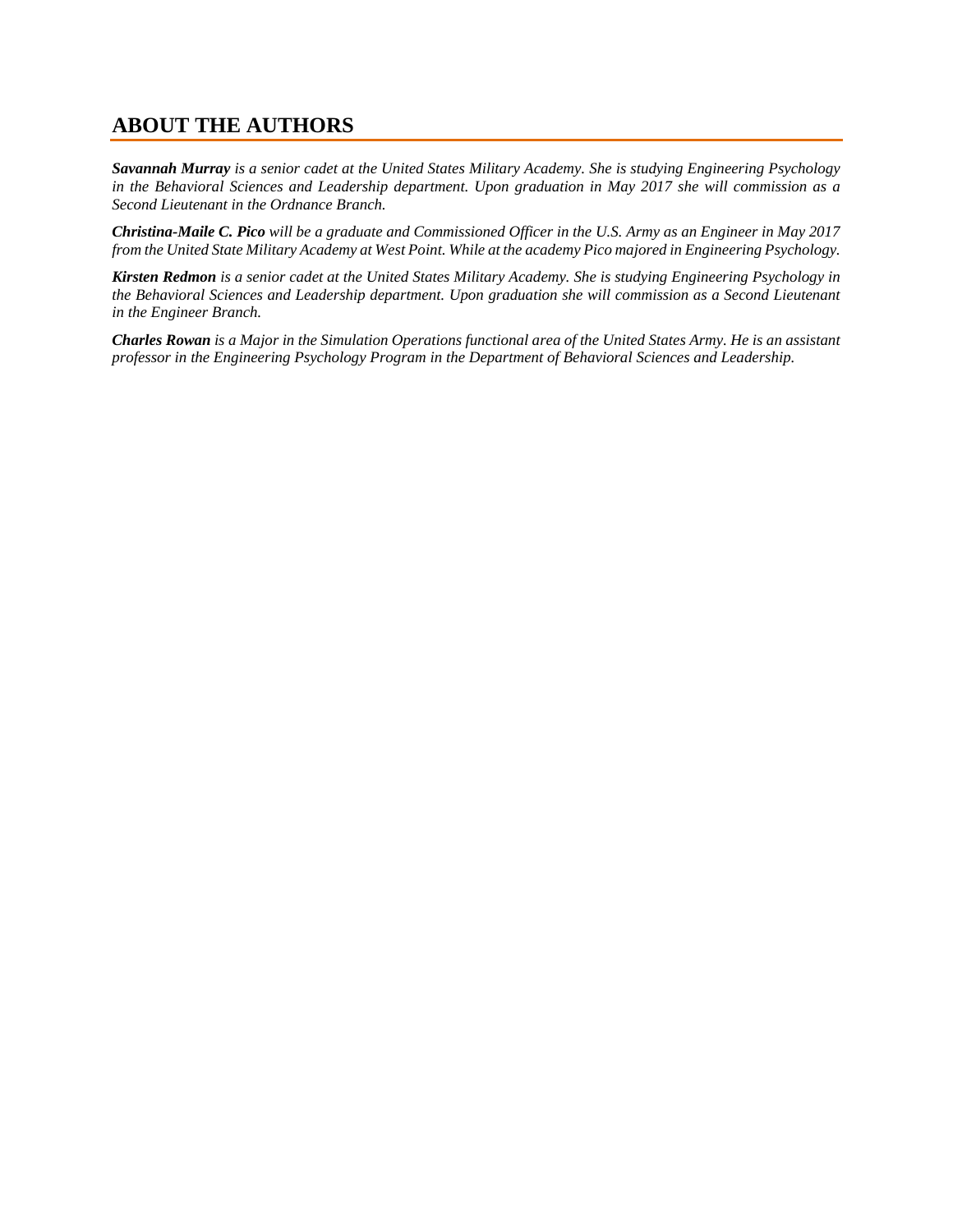## ABOUT THE AUTHORS

***Savannah Murray*** *is a senior cadet at the United States Military Academy. She is studying Engineering Psychology in the Behavioral Sciences and Leadership department. Upon graduation in May 2017 she will commission as a Second Lieutenant in the Ordnance Branch.*

***Christina-Maile C. Pico*** *will be a graduate and Commissioned Officer in the U.S. Army as an Engineer in May 2017 from the United State Military Academy at West Point. While at the academy Pico majored in Engineering Psychology.*

***Kirsten Redmon*** *is a senior cadet at the United States Military Academy. She is studying Engineering Psychology in the Behavioral Sciences and Leadership department. Upon graduation she will commission as a Second Lieutenant in the Engineer Branch.*

***Charles Rowan*** *is a Major in the Simulation Operations functional area of the United States Army. He is an assistant professor in the Engineering Psychology Program in the Department of Behavioral Sciences and Leadership.*